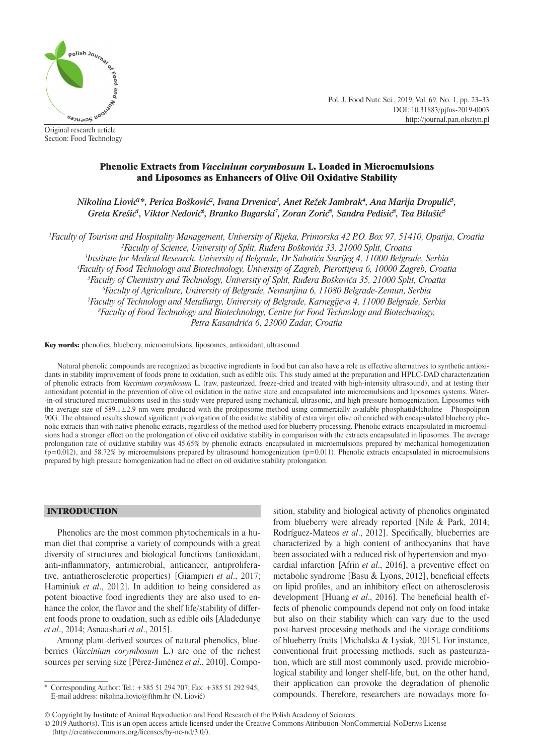Original research article
Section: Food Technology

# Phenolic Extracts from *Vaccinium corymbosum* L. Loaded in Microemulsions and Liposomes as Enhancers of Olive Oil Oxidative Stability

*Nikolina Liović[1]\*, Perica Bošković[2], Ivana Drvenica[3], Anet Režek Jambrak[4], Ana Marija Dropulić[5], Greta Krešić[1], Viktor Nedović[6], Branko Bugarski[7], Zoran Zorić[8], Sandra Pedisić[8], Tea Bilušić[5]*

[1]Faculty of Tourism and Hospitality Management, University of Rijeka, Primorska 42 P.O. Box 97, 51410, Opatija, Croatia
[2]Faculty of Science, University of Split, Ruđera Boškovića 33, 21000 Split, Croatia
[3]Institute for Medical Research, University of Belgrade, Dr Subotića Starijeg 4, 11000 Belgrade, Serbia
[4]Faculty of Food Technology and Biotechnology, University of Zagreb, Pierottijeva 6, 10000 Zagreb, Croatia
[5]Faculty of Chemistry and Technology, University of Split, Ruđera Boškovića 35, 21000 Split, Croatia
[6]Faculty of Agriculture, University of Belgrade, Nemanjina 6, 11080 Belgrade-Zemun, Serbia
[7]Faculty of Technology and Metallurgy, University of Belgrade, Karnegijeva 4, 11000 Belgrade, Serbia
[8]Faculty of Food Technology and Biotechnology, Centre for Food Technology and Biotechnology, Petra Kasandrića 6, 23000 Zadar, Croatia

**Key words:** phenolics, blueberry, microemulsions, liposomes, antioxidant, ultrasound

Natural phenolic compounds are recognized as bioactive ingredients in food but can also have a role as effective alternatives to synthetic antioxidants in stability improvement of foods prone to oxidation, such as edible oils. This study aimed at the preparation and HPLC-DAD characterization of phenolic extracts from *Vaccinium corymbosum* L. (raw, pasteurized, freeze-dried and treated with high-intensity ultrasound), and at testing their antioxidant potential in the prevention of olive oil oxidation in the native state and encapsulated into microemulsions and liposomes systems. Water-in-oil structured microemulsions used in this study were prepared using mechanical, ultrasonic, and high pressure homogenization. Liposomes with the average size of 589.1±2.9 nm were produced with the proliposome method using commercially available phosphatidylcholine – Phospolipon 90G. The obtained results showed significant prolongation of the oxidative stability of extra virgin olive oil enriched with encapsulated blueberry phenolic extracts than with native phenolic extracts, regardless of the method used for blueberry processing. Phenolic extracts encapsulated in microemulsions had a stronger effect on the prolongation of olive oil oxidative stability in comparison with the extracts encapsulated in liposomes. The average prolongation rate of oxidative stability was 45.65% by phenolic extracts encapsulated in microemulsions prepared by mechanical homogenization ($p=0.012$), and 58.72% by microemulsions prepared by ultrasound homogenization ($p=0.011$). Phenolic extracts encapsulated in microemulsions prepared by high pressure homogenization had no effect on oil oxidative stability prolongation.

## INTRODUCTION

Phenolics are the most common phytochemicals in a human diet that comprise a variety of compounds with a great diversity of structures and biological functions (antioxidant, anti-inflammatory, antimicrobial, anticancer, antiproliferative, antiatherosclerotic properties) [Giampieri *et al*., 2017; Haminiuk *et al*., 2012]. In addition to being considered as potent bioactive food ingredients they are also used to enhance the color, the flavor and the shelf life/stability of different foods prone to oxidation, such as edible oils [Aladedunye *et al*., 2014; Asnaashari *et al*., 2015].

Among plant-derived sources of natural phenolics, blueberries (*Vaccinium corymbosum* L.) are one of the richest sources per serving size [Pérez-Jiménez *et al*., 2010]. Composition, stability and biological activity of phenolics originated from blueberry were already reported [Nile & Park, 2014; Rodríguez-Mateos *et al*., 2012]. Specifically, blueberries are characterized by a high content of anthocyanins that have been associated with a reduced risk of hypertension and myocardial infarction [Afrin *et al*., 2016], a preventive effect on metabolic syndrome [Basu & Lyons, 2012], beneficial effects on lipid profiles, and an inhibitory effect on atherosclerosis development [Huang *et al*., 2016]. The beneficial health effects of phenolic compounds depend not only on food intake but also on their stability which can vary due to the used post-harvest processing methods and the storage conditions of blueberry fruits [Michalska & Lysiak, 2015]. For instance, conventional fruit processing methods, such as pasteurization, which are still most commonly used, provide microbiological stability and longer shelf-life, but, on the other hand, their application can provoke the degradation of phenolic compounds. Therefore, researchers are nowadays more fo-

\* Corresponding Author: Tel.: +385 51 294 707; Fax: +385 51 292 945; E-mail address: nikolina.liovic@fthm.hr (N. Liović)

© Copyright by Institute of Animal Reproduction and Food Research of the Polish Academy of Sciences
© 2019 Author(s). This is an open access article licensed under the Creative Commons Attribution-NonCommercial-NoDerivs License (http://creativecommons.org/licenses/by-nc-nd/3.0/).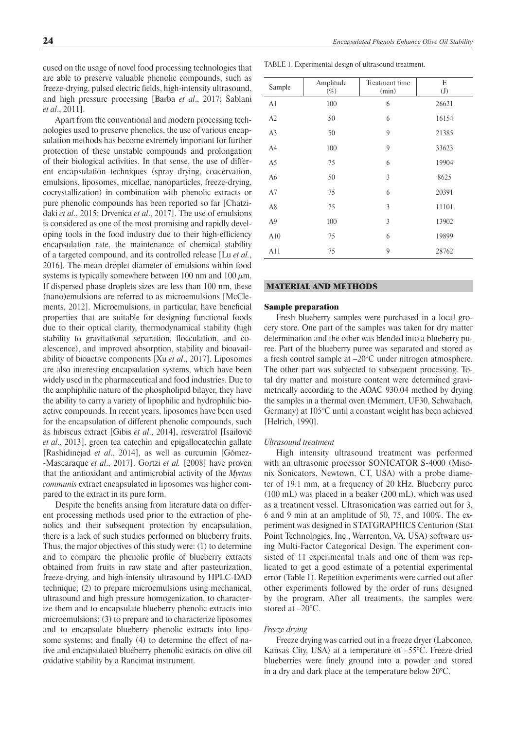cused on the usage of novel food processing technologies that are able to preserve valuable phenolic compounds, such as freeze-drying, pulsed electric fields, high-intensity ultrasound, and high pressure processing [Barba *et al*., 2017; Sablani *et al*., 2011].

Apart from the conventional and modern processing technologies used to preserve phenolics, the use of various encapsulation methods has become extremely important for further protection of these unstable compounds and prolongation of their biological activities. In that sense, the use of different encapsulation techniques (spray drying, coacervation, emulsions, liposomes, micellae, nanoparticles, freeze-drying, cocrystallization) in combination with phenolic extracts or pure phenolic compounds has been reported so far [Chatzidaki *et al*., 2015; Drvenica *et al*., 2017]. The use of emulsions is considered as one of the most promising and rapidly developing tools in the food industry due to their high-efficiency encapsulation rate, the maintenance of chemical stability of a targeted compound, and its controlled release [Lu *et al.*, 2016]. The mean droplet diameter of emulsions within food systems is typically somewhere between 100 nm and 100 $\mu$m. If dispersed phase droplets sizes are less than 100 nm, these (nano)emulsions are referred to as microemulsions [McClements, 2012]. Microemulsions, in particular, have beneficial properties that are suitable for designing functional foods due to their optical clarity, thermodynamical stability (high stability to gravitational separation, flocculation, and coalescence), and improved absorption, stability and bioavailability of bioactive components [Xu *et al*., 2017]. Liposomes are also interesting encapsulation systems, which have been widely used in the pharmaceutical and food industries. Due to the amphiphilic nature of the phospholipid bilayer, they have the ability to carry a variety of lipophilic and hydrophilic bioactive compounds. In recent years, liposomes have been used for the encapsulation of different phenolic compounds, such as hibiscus extract [Gibis *et al*., 2014], resveratrol [Isailović *et al*., 2013], green tea catechin and epigallocatechin gallate [Rashidinejad *et al*., 2014], as well as curcumin [Gómez-Mascaraque *et al*., 2017]. Gortzi *et al.* [2008] have proven that the antioxidant and antimicrobial activity of the *Myrtus communis* extract encapsulated in liposomes was higher compared to the extract in its pure form.

Despite the benefits arising from literature data on different processing methods used prior to the extraction of phenolics and their subsequent protection by encapsulation, there is a lack of such studies performed on blueberry fruits. Thus, the major objectives of this study were: (1) to determine and to compare the phenolic profile of blueberry extracts obtained from fruits in raw state and after pasteurization, freeze-drying, and high-intensity ultrasound by HPLC-DAD technique; (2) to prepare microemulsions using mechanical, ultrasound and high pressure homogenization, to characterize them and to encapsulate blueberry phenolic extracts into microemulsions; (3) to prepare and to characterize liposomes and to encapsulate blueberry phenolic extracts into liposome systems; and finally (4) to determine the effect of native and encapsulated blueberry phenolic extracts on olive oil oxidative stability by a Rancimat instrument.

TABLE 1. Experimental design of ultrasound treatment.

| Sample | Amplitude (%) | Treatment time (min) | E (J) |
|---|---|---|---|
| A1 | 100 | 6 | 26621 |
| A2 | 50 | 6 | 16154 |
| A3 | 50 | 9 | 21385 |
| A4 | 100 | 9 | 33623 |
| A5 | 75 | 6 | 19904 |
| A6 | 50 | 3 | 8625 |
| A7 | 75 | 6 | 20391 |
| A8 | 75 | 3 | 11101 |
| A9 | 100 | 3 | 13902 |
| A10 | 75 | 6 | 19899 |
| A11 | 75 | 9 | 28762 |

## MATERIAL AND METHODS

### Sample preparation

Fresh blueberry samples were purchased in a local grocery store. One part of the samples was taken for dry matter determination and the other was blended into a blueberry puree. Part of the blueberry puree was separated and stored as a fresh control sample at –20°C under nitrogen atmosphere. The other part was subjected to subsequent processing. Total dry matter and moisture content were determined gravimetrically according to the AOAC 930.04 method by drying the samples in a thermal oven (Memmert, UF30, Schwabach, Germany) at 105°C until a constant weight has been achieved [Helrich, 1990].

#### *Ultrasound treatment*

High intensity ultrasound treatment was performed with an ultrasonic processor SONICATOR S-4000 (Misonix Sonicators, Newtown, CT, USA) with a probe diameter of 19.1 mm, at a frequency of 20 kHz. Blueberry puree (100 mL) was placed in a beaker (200 mL), which was used as a treatment vessel. Ultrasonication was carried out for 3, 6 and 9 min at an amplitude of 50, 75, and 100%. The experiment was designed in STATGRAPHICS Centurion (Stat Point Technologies, Inc., Warrenton, VA, USA) software using Multi-Factor Categorical Design. The experiment consisted of 11 experimental trials and one of them was replicated to get a good estimate of a potential experimental error (Table 1). Repetition experiments were carried out after other experiments followed by the order of runs designed by the program. After all treatments, the samples were stored at –20°C.

#### *Freeze drying*

Freeze drying was carried out in a freeze dryer (Labconco, Kansas City, USA) at a temperature of –55°C. Freeze-dried blueberries were finely ground into a powder and stored in a dry and dark place at the temperature below 20°C.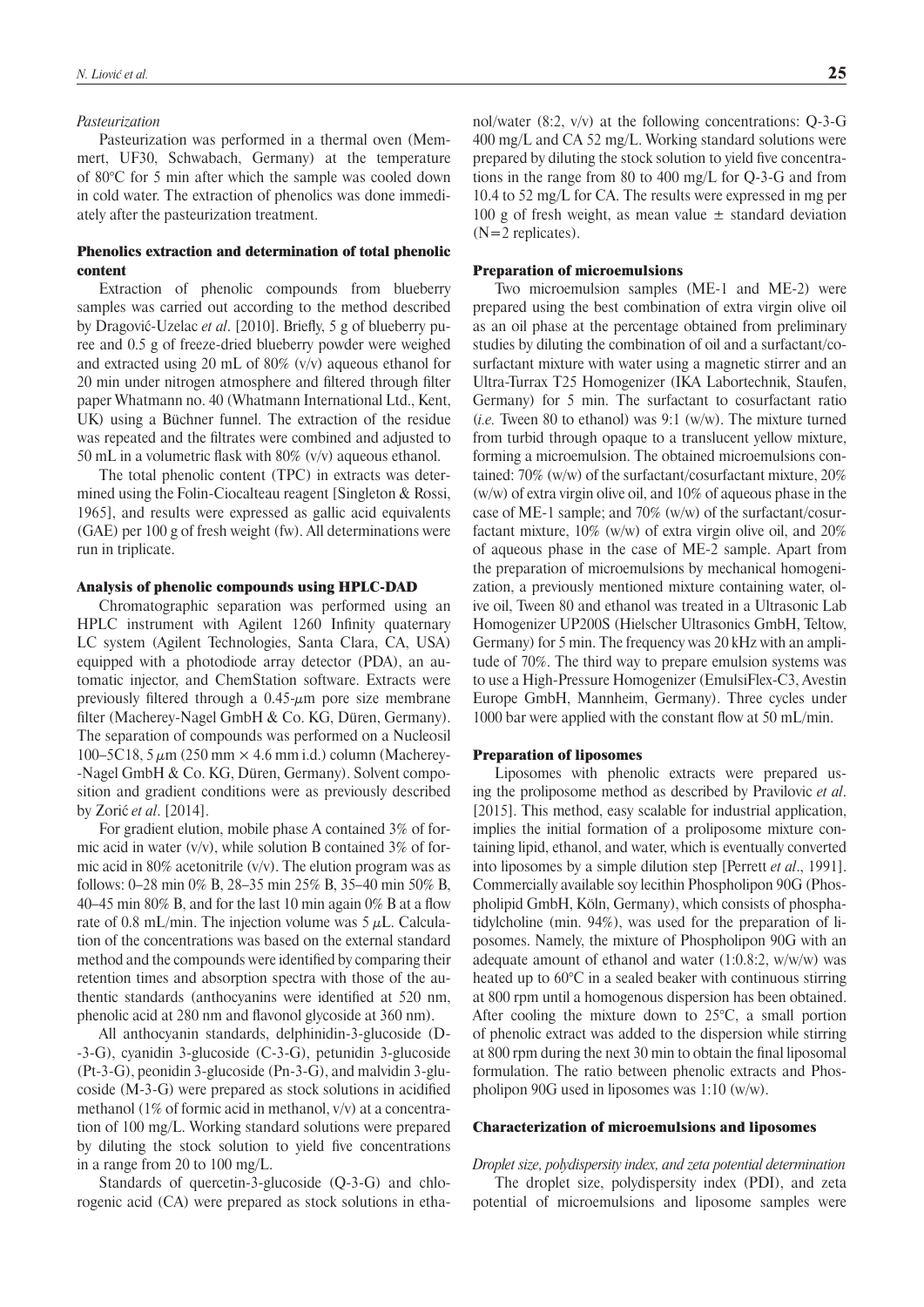*Pasteurization*

Pasteurization was performed in a thermal oven (Memmert, UF30, Schwabach, Germany) at the temperature of 80°C for 5 min after which the sample was cooled down in cold water. The extraction of phenolics was done immediately after the pasteurization treatment.

## Phenolics extraction and determination of total phenolic content

Extraction of phenolic compounds from blueberry samples was carried out according to the method described by Dragović-Uzelac *et al*. [2010]. Briefly, 5 g of blueberry puree and 0.5 g of freeze-dried blueberry powder were weighed and extracted using 20 mL of 80% (v/v) aqueous ethanol for 20 min under nitrogen atmosphere and filtered through filter paper Whatmann no. 40 (Whatmann International Ltd., Kent, UK) using a Büchner funnel. The extraction of the residue was repeated and the filtrates were combined and adjusted to 50 mL in a volumetric flask with 80% (v/v) aqueous ethanol.

The total phenolic content (TPC) in extracts was determined using the Folin-Ciocalteau reagent [Singleton & Rossi, 1965], and results were expressed as gallic acid equivalents (GAE) per 100 g of fresh weight (fw). All determinations were run in triplicate.

## Analysis of phenolic compounds using HPLC-DAD

Chromatographic separation was performed using an HPLC instrument with Agilent 1260 Infinity quaternary LC system (Agilent Technologies, Santa Clara, CA, USA) equipped with a photodiode array detector (PDA), an automatic injector, and ChemStation software. Extracts were previously filtered through a 0.45-$\mu$m pore size membrane filter (Macherey-Nagel GmbH & Co. KG, Düren, Germany). The separation of compounds was performed on a Nucleosil 100–5C18, 5 $\mu$m (250 mm × 4.6 mm i.d.) column (Macherey-Nagel GmbH & Co. KG, Düren, Germany). Solvent composition and gradient conditions were as previously described by Zorić *et al*. [2014].

For gradient elution, mobile phase A contained 3% of formic acid in water (v/v), while solution B contained 3% of formic acid in 80% acetonitrile (v/v). The elution program was as follows: 0–28 min 0% B, 28–35 min 25% B, 35–40 min 50% B, 40–45 min 80% B, and for the last 10 min again 0% B at a flow rate of 0.8 mL/min. The injection volume was 5 $\mu$L. Calculation of the concentrations was based on the external standard method and the compounds were identified by comparing their retention times and absorption spectra with those of the authentic standards (anthocyanins were identified at 520 nm, phenolic acid at 280 nm and flavonol glycoside at 360 nm).

All anthocyanin standards, delphinidin-3-glucoside (D-3-G), cyanidin 3-glucoside (C-3-G), petunidin 3-glucoside (Pt-3-G), peonidin 3-glucoside (Pn-3-G), and malvidin 3-glucoside (M-3-G) were prepared as stock solutions in acidified methanol (1% of formic acid in methanol, v/v) at a concentration of 100 mg/L. Working standard solutions were prepared by diluting the stock solution to yield five concentrations in a range from 20 to 100 mg/L.

Standards of quercetin-3-glucoside (Q-3-G) and chlorogenic acid (CA) were prepared as stock solutions in ethanol/water (8:2, v/v) at the following concentrations: Q-3-G 400 mg/L and CA 52 mg/L. Working standard solutions were prepared by diluting the stock solution to yield five concentrations in the range from 80 to 400 mg/L for Q-3-G and from 10.4 to 52 mg/L for CA. The results were expressed in mg per 100 g of fresh weight, as mean value ± standard deviation (N=2 replicates).

## Preparation of microemulsions

Two microemulsion samples (ME-1 and ME-2) were prepared using the best combination of extra virgin olive oil as an oil phase at the percentage obtained from preliminary studies by diluting the combination of oil and a surfactant/cosurfactant mixture with water using a magnetic stirrer and an Ultra-Turrax T25 Homogenizer (IKA Labortechnik, Staufen, Germany) for 5 min. The surfactant to cosurfactant ratio (*i.e.* Tween 80 to ethanol) was 9:1 (w/w). The mixture turned from turbid through opaque to a translucent yellow mixture, forming a microemulsion. The obtained microemulsions contained: 70% (w/w) of the surfactant/cosurfactant mixture, 20% (w/w) of extra virgin olive oil, and 10% of aqueous phase in the case of ME-1 sample; and 70% (w/w) of the surfactant/cosurfactant mixture, 10% (w/w) of extra virgin olive oil, and 20% of aqueous phase in the case of ME-2 sample. Apart from the preparation of microemulsions by mechanical homogenization, a previously mentioned mixture containing water, olive oil, Tween 80 and ethanol was treated in a Ultrasonic Lab Homogenizer UP200S (Hielscher Ultrasonics GmbH, Teltow, Germany) for 5 min. The frequency was 20 kHz with an amplitude of 70%. The third way to prepare emulsion systems was to use a High-Pressure Homogenizer (EmulsiFlex-C3, Avestin Europe GmbH, Mannheim, Germany). Three cycles under 1000 bar were applied with the constant flow at 50 mL/min.

## Preparation of liposomes

Liposomes with phenolic extracts were prepared using the proliposome method as described by Pravilovic *et al*. [2015]. This method, easy scalable for industrial application, implies the initial formation of a proliposome mixture containing lipid, ethanol, and water, which is eventually converted into liposomes by a simple dilution step [Perrett *et al*., 1991]. Commercially available soy lecithin Phospholipon 90G (Phospholipid GmbH, Köln, Germany), which consists of phosphatidylcholine (min. 94%), was used for the preparation of liposomes. Namely, the mixture of Phospholipon 90G with an adequate amount of ethanol and water (1:0.8:2, w/w/w) was heated up to 60°C in a sealed beaker with continuous stirring at 800 rpm until a homogenous dispersion has been obtained. After cooling the mixture down to 25°C, a small portion of phenolic extract was added to the dispersion while stirring at 800 rpm during the next 30 min to obtain the final liposomal formulation. The ratio between phenolic extracts and Phospholipon 90G used in liposomes was 1:10 (w/w).

## Characterization of microemulsions and liposomes

*Droplet size, polydispersity index, and zeta potential determination*

The droplet size, polydispersity index (PDI), and zeta potential of microemulsions and liposome samples were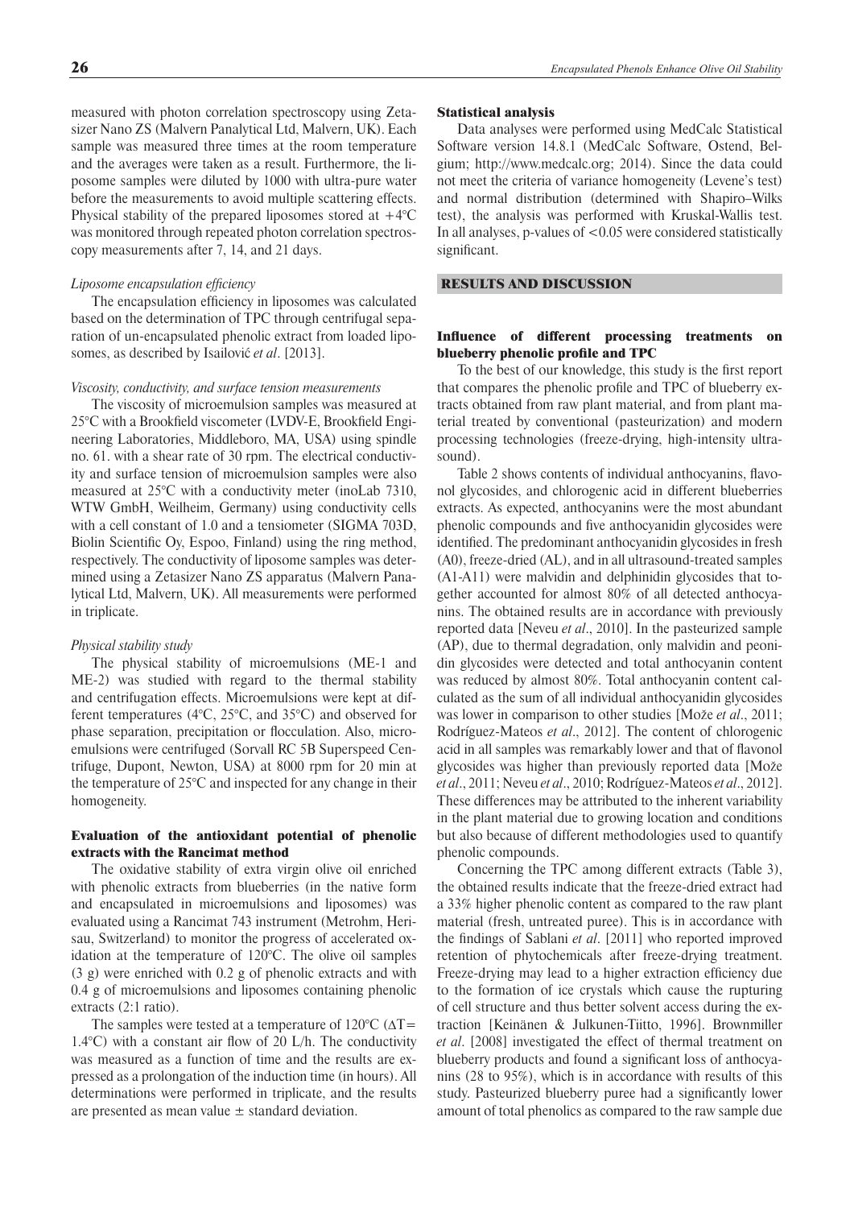measured with photon correlation spectroscopy using Zetasizer Nano ZS (Malvern Panalytical Ltd, Malvern, UK). Each sample was measured three times at the room temperature and the averages were taken as a result. Furthermore, the liposome samples were diluted by 1000 with ultra-pure water before the measurements to avoid multiple scattering effects. Physical stability of the prepared liposomes stored at +4°C was monitored through repeated photon correlation spectroscopy measurements after 7, 14, and 21 days.

*Liposome encapsulation efficiency*

The encapsulation efficiency in liposomes was calculated based on the determination of TPC through centrifugal separation of un-encapsulated phenolic extract from loaded liposomes, as described by Isailović *et al*. [2013].

*Viscosity, conductivity, and surface tension measurements*

The viscosity of microemulsion samples was measured at 25°C with a Brookfield viscometer (LVDV-E, Brookfield Engineering Laboratories, Middleboro, MA, USA) using spindle no. 61. with a shear rate of 30 rpm. The electrical conductivity and surface tension of microemulsion samples were also measured at 25°C with a conductivity meter (inoLab 7310, WTW GmbH, Weilheim, Germany) using conductivity cells with a cell constant of 1.0 and a tensiometer (SIGMA 703D, Biolin Scientific Oy, Espoo, Finland) using the ring method, respectively. The conductivity of liposome samples was determined using a Zetasizer Nano ZS apparatus (Malvern Panalytical Ltd, Malvern, UK). All measurements were performed in triplicate.

*Physical stability study*

The physical stability of microemulsions (ME-1 and ME-2) was studied with regard to the thermal stability and centrifugation effects. Microemulsions were kept at different temperatures (4°C, 25°C, and 35°C) and observed for phase separation, precipitation or flocculation. Also, microemulsions were centrifuged (Sorvall RC 5B Superspeed Centrifuge, Dupont, Newton, USA) at 8000 rpm for 20 min at the temperature of 25°C and inspected for any change in their homogeneity.

### Evaluation of the antioxidant potential of phenolic extracts with the Rancimat method

The oxidative stability of extra virgin olive oil enriched with phenolic extracts from blueberries (in the native form and encapsulated in microemulsions and liposomes) was evaluated using a Rancimat 743 instrument (Metrohm, Herisau, Switzerland) to monitor the progress of accelerated oxidation at the temperature of 120°C. The olive oil samples (3 g) were enriched with 0.2 g of phenolic extracts and with 0.4 g of microemulsions and liposomes containing phenolic extracts (2:1 ratio).

The samples were tested at a temperature of 120°C ($\Delta T$= 1.4°C) with a constant air flow of 20 L/h. The conductivity was measured as a function of time and the results are expressed as a prolongation of the induction time (in hours). All determinations were performed in triplicate, and the results are presented as mean value ± standard deviation.

### Statistical analysis

Data analyses were performed using MedCalc Statistical Software version 14.8.1 (MedCalc Software, Ostend, Belgium; http://www.medcalc.org; 2014). Since the data could not meet the criteria of variance homogeneity (Levene's test) and normal distribution (determined with Shapiro–Wilks test), the analysis was performed with Kruskal-Wallis test. In all analyses, p-values of $<0.05$ were considered statistically significant.

## RESULTS AND DISCUSSION

### Influence of different processing treatments on blueberry phenolic profile and TPC

To the best of our knowledge, this study is the first report that compares the phenolic profile and TPC of blueberry extracts obtained from raw plant material, and from plant material treated by conventional (pasteurization) and modern processing technologies (freeze-drying, high-intensity ultrasound).

Table 2 shows contents of individual anthocyanins, flavonol glycosides, and chlorogenic acid in different blueberries extracts. As expected, anthocyanins were the most abundant phenolic compounds and five anthocyanidin glycosides were identified. The predominant anthocyanidin glycosides in fresh (A0), freeze-dried (AL), and in all ultrasound-treated samples (A1-A11) were malvidin and delphinidin glycosides that together accounted for almost 80% of all detected anthocyanins. The obtained results are in accordance with previously reported data [Neveu *et al*., 2010]. In the pasteurized sample (AP), due to thermal degradation, only malvidin and peonidin glycosides were detected and total anthocyanin content was reduced by almost 80%. Total anthocyanin content calculated as the sum of all individual anthocyanidin glycosides was lower in comparison to other studies [Može *et al*., 2011; Rodríguez-Mateos *et al*., 2012]. The content of chlorogenic acid in all samples was remarkably lower and that of flavonol glycosides was higher than previously reported data [Može *et al*., 2011; Neveu *et al*., 2010; Rodríguez-Mateos *et al*., 2012]. These differences may be attributed to the inherent variability in the plant material due to growing location and conditions but also because of different methodologies used to quantify phenolic compounds.

Concerning the TPC among different extracts (Table 3), the obtained results indicate that the freeze-dried extract had a 33% higher phenolic content as compared to the raw plant material (fresh, untreated puree). This is in accordance with the findings of Sablani *et al*. [2011] who reported improved retention of phytochemicals after freeze-drying treatment. Freeze-drying may lead to a higher extraction efficiency due to the formation of ice crystals which cause the rupturing of cell structure and thus better solvent access during the extraction [Keinänen & Julkunen-Tiitto, 1996]. Brownmiller *et al*. [2008] investigated the effect of thermal treatment on blueberry products and found a significant loss of anthocyanins (28 to 95%), which is in accordance with results of this study. Pasteurized blueberry puree had a significantly lower amount of total phenolics as compared to the raw sample due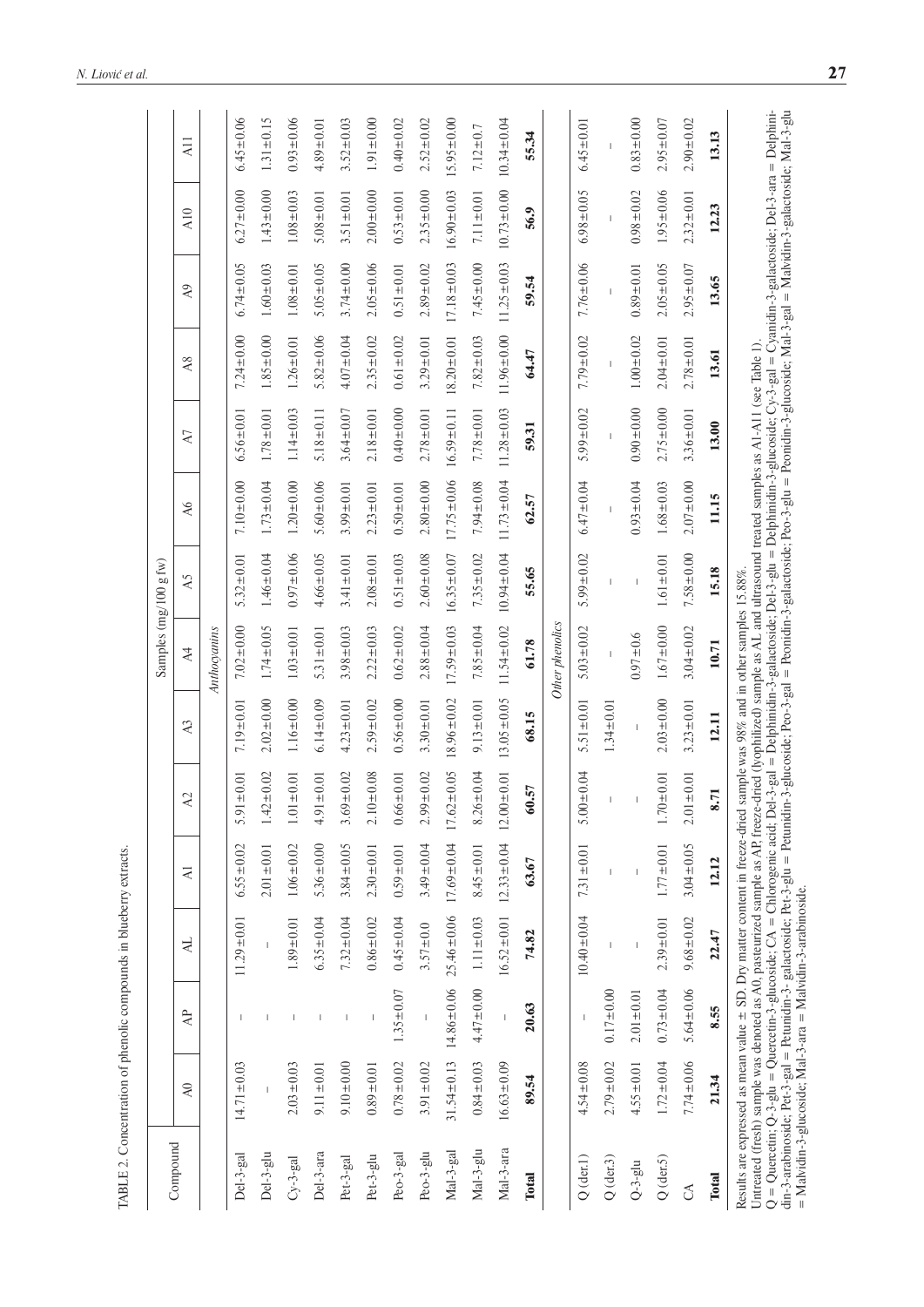TABLE 2. Concentration of phenolic compounds in blueberry extracts.

| Compound | Samples (mg/100 g fw) | | | | | | | | | | | | | |
|---|---|---|---|---|---|---|---|---|---|---|---|---|---|---|
| | A0 | AP | AL | A1 | A2 | A3 | A4 | A5 | A6 | A7 | A8 | A9 | A10 | A11 |
| *Anthocyanins* | | | | | | | | | | | | | | |
| Del-3-gal | 14.71±0.03 | – | 11.29±0.01 | 6.55±0.02 | 5.91±0.01 | 7.19±0.01 | 7.02±0.00 | 5.32±0.01 | 7.10±0.00 | 6.56±0.01 | 7.24±0.00 | 6.74±0.05 | 6.27±0.00 | 6.45±0.06 |
| Del-3-glu | – | – | – | 2.01±0.01 | 1.42±0.02 | 2.02±0.00 | 1.74±0.05 | 1.46±0.04 | 1.73±0.04 | 1.78±0.01 | 1.85±0.00 | 1.60±0.03 | 1.43±0.00 | 1.31±0.15 |
| Cy-3-gal | 2.03±0.03 | – | 1.89±0.01 | 1.06±0.02 | 1.01±0.01 | 1.16±0.00 | 1.03±0.01 | 0.97±0.06 | 1.20±0.00 | 1.14±0.03 | 1.26±0.01 | 1.08±0.01 | 1.08±0.03 | 0.93±0.06 |
| Del-3-ara | 9.11±0.01 | – | 6.35±0.04 | 5.36±0.00 | 4.91±0.01 | 6.14±0.09 | 5.31±0.01 | 4.66±0.05 | 5.60±0.06 | 5.18±0.11 | 5.82±0.06 | 5.05±0.05 | 5.08±0.01 | 4.89±0.01 |
| Pet-3-gal | 9.10±0.00 | – | 7.32±0.04 | 3.84±0.05 | 3.69±0.02 | 4.23±0.01 | 3.98±0.03 | 3.41±0.01 | 3.99±0.01 | 3.64±0.07 | 4.07±0.04 | 3.74±0.00 | 3.51±0.01 | 3.52±0.03 |
| Pet-3-glu | 0.89±0.01 | – | 0.86±0.02 | 2.30±0.01 | 2.10±0.08 | 2.59±0.02 | 2.22±0.03 | 2.08±0.01 | 2.23±0.01 | 2.18±0.01 | 2.35±0.02 | 2.05±0.06 | 2.00±0.00 | 1.91±0.00 |
| Peo-3-gal | 0.78±0.02 | 1.35±0.07 | 0.45±0.04 | 0.59±0.01 | 0.66±0.01 | 0.56±0.00 | 0.62±0.02 | 0.51±0.03 | 0.50±0.01 | 0.40±0.00 | 0.61±0.02 | 0.51±0.01 | 0.53±0.01 | 0.40±0.02 |
| Peo-3-glu | 3.91±0.02 | – | 3.57±0.0 | 3.49±0.04 | 2.99±0.02 | 3.30±0.01 | 2.88±0.04 | 2.60±0.08 | 2.80±0.00 | 2.78±0.01 | 3.29±0.01 | 2.89±0.02 | 2.35±0.00 | 2.52±0.02 |
| Mal-3-gal | 31.54±0.13 | 14.86±0.06 | 25.46±0.06 | 17.69±0.04 | 17.62±0.05 | 18.96±0.02 | 17.59±0.03 | 16.35±0.07 | 17.75±0.06 | 16.59±0.11 | 18.20±0.01 | 17.18±0.03 | 16.90±0.03 | 15.95±0.00 |
| Mal-3-glu | 0.84±0.03 | 4.47±0.00 | 1.11±0.03 | 8.45±0.01 | 8.26±0.04 | 9.13±0.01 | 7.85±0.04 | 7.35±0.02 | 7.94±0.08 | 7.78±0.01 | 7.82±0.03 | 7.45±0.00 | 7.11±0.01 | 7.12±0.7 |
| Mal-3-ara | 16.63±0.09 | – | 16.52±0.01 | 12.33±0.04 | 12.00±0.01 | 13.05±0.05 | 11.54±0.02 | 10.94±0.04 | 11.73±0.04 | 11.28±0.03 | 11.96±0.00 | 11.25±0.03 | 10.73±0.00 | 10.34±0.04 |
| **Total** | **89.54** | **20.63** | **74.82** | **63.67** | **60.57** | **68.15** | **61.78** | **55.65** | **62.57** | **59.31** | **64.47** | **59.54** | **56.9** | **55.34** |
| *Other phenolics* | | | | | | | | | | | | | | |
| Q (der.1) | 4.54±0.08 | – | 10.40±0.04 | 7.31±0.01 | 5.00±0.04 | 5.51±0.01 | 5.03±0.02 | 5.99±0.02 | 6.47±0.04 | 5.99±0.02 | 7.79±0.02 | 7.76±0.06 | 6.98±0.05 | 6.45±0.01 |
| Q (der.3) | 2.79±0.02 | 0.17±0.00 | – | – | – | 1.34±0.01 | – | – | – | – | – | – | – | – |
| Q-3-glu | 4.55±0.01 | 2.01±0.01 | – | – | – | – | 0.97±0.6 | – | 0.93±0.04 | 0.90±0.00 | 1.00±0.02 | 0.89±0.01 | 0.98±0.02 | 0.83±0.00 |
| Q (der.5) | 1.72±0.04 | 0.73±0.04 | 2.39±0.01 | 1.77±0.01 | 1.70±0.01 | 2.03±0.00 | 1.67±0.00 | 1.61±0.01 | 1.68±0.03 | 2.75±0.00 | 2.04±0.01 | 2.05±0.05 | 1.95±0.06 | 2.95±0.07 |
| CA | 7.74±0.06 | 5.64±0.06 | 9.68±0.02 | 3.04±0.05 | 2.01±0.01 | 3.23±0.01 | 3.04±0.02 | 7.58±0.00 | 2.07±0.00 | 3.36±0.01 | 2.78±0.01 | 2.95±0.07 | 2.32±0.01 | 2.90±0.02 |
| **Total** | **21.34** | **8.55** | **22.47** | **12.12** | **8.71** | **12.11** | **10.71** | **15.18** | **11.15** | **13.00** | **13.61** | **13.65** | **12.23** | **13.13** |

Results are expressed as mean value ± SD. Dry matter content in freeze-dried sample was 98% and in other samples 15.88%.
Untreated (fresh) sample was denoted as A0, pasteurized sample as AP, freeze-dried (lyophilized) sample as AL and ultrasound treated samples as A1-A11 (see Table 1).
Q = Quercetin; Q-3-glu = Quercetin-3-glucoside; CA = Chlorogenic acid; Del-3-gal = Delphinidin-3-galactoside; Del-3-glu = Delphinidin-3-glucoside; Cy-3-gal = Cyanidin-3-galactoside; Del-3-ara = Delphinidin-3-arabinoside; Pet-3-gal = Petunidin-3- galactoside; Pet-3-glu = Petunidin-3-glucoside; Peo-3-gal = Peonidin-3-galactoside; Peo-3-glu = Peonidin-3-glucoside; Mal-3-gal = Malvidin-3-galactoside; Mal-3-glu = Malvidin-3-glucoside; Mal-3-ara = Malvidin-3-arabinoside.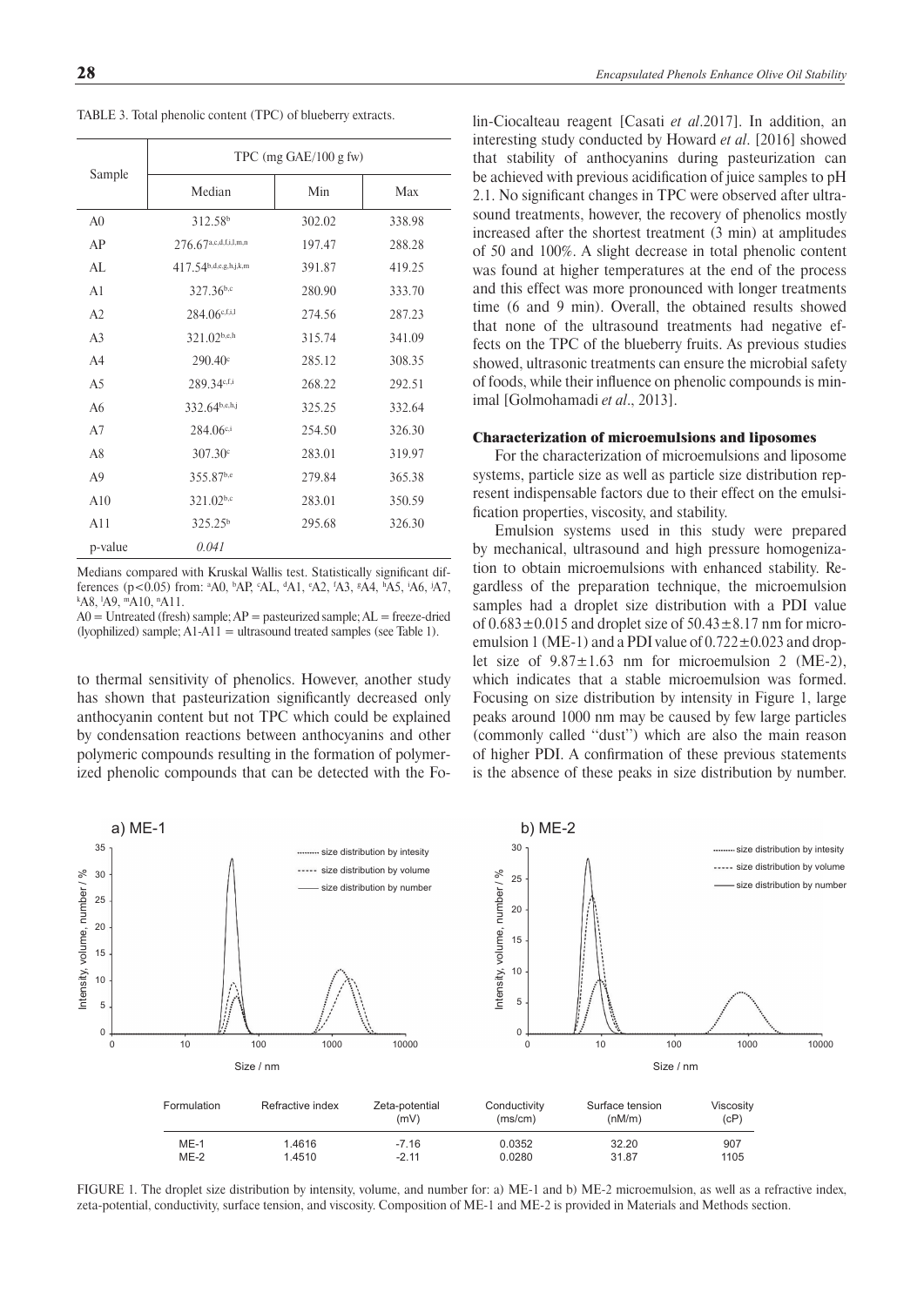TABLE 3. Total phenolic content (TPC) of blueberry extracts.

| Sample | TPC (mg GAE/100 g fw) | | |
|---|---|---|---|
| | Median | Min | Max |
| A0 | 312.58[b] | 302.02 | 338.98 |
| AP | 276.67[a,c,d,f,i,l,m,n] | 197.47 | 288.28 |
| AL | 417.54[b,d,e,g,h,j,k,m] | 391.87 | 419.25 |
| A1 | 327.36[b,c] | 280.90 | 333.70 |
| A2 | 284.06[c,f,i,l] | 274.56 | 287.23 |
| A3 | 321.02[b,e,h] | 315.74 | 341.09 |
| A4 | 290.40[c] | 285.12 | 308.35 |
| A5 | 289.34[c,f,i] | 268.22 | 292.51 |
| A6 | 332.64[b,e,h,j] | 325.25 | 332.64 |
| A7 | 284.06[c,i] | 254.50 | 326.30 |
| A8 | 307.30[c] | 283.01 | 319.97 |
| A9 | 355.87[b,e] | 279.84 | 365.38 |
| A10 | 321.02[b,c] | 283.01 | 350.59 |
| A11 | 325.25[b] | 295.68 | 326.30 |
| p-value | *0.041* | | |

Medians compared with Kruskal Wallis test. Statistically significant differences ($p<0.05$) from: [a]A0, [b]AP, [c]AL, [d]A1, [e]A2, [f]A3, [g]A4, [h]A5, [i]A6, [j]A7, [k]A8, [l]A9, [m]A10, [n]A11.
A0 = Untreated (fresh) sample; AP = pasteurized sample; AL = freeze-dried (lyophilized) sample; A1-A11 = ultrasound treated samples (see Table 1).

to thermal sensitivity of phenolics. However, another study has shown that pasteurization significantly decreased only anthocyanin content but not TPC which could be explained by condensation reactions between anthocyanins and other polymeric compounds resulting in the formation of polymerized phenolic compounds that can be detected with the Folin-Ciocalteau reagent [Casati *et al*.2017]. In addition, an interesting study conducted by Howard *et al*. [2016] showed that stability of anthocyanins during pasteurization can be achieved with previous acidification of juice samples to pH 2.1. No significant changes in TPC were observed after ultrasound treatments, however, the recovery of phenolics mostly increased after the shortest treatment (3 min) at amplitudes of 50 and 100%. A slight decrease in total phenolic content was found at higher temperatures at the end of the process and this effect was more pronounced with longer treatments time (6 and 9 min). Overall, the obtained results showed that none of the ultrasound treatments had negative effects on the TPC of the blueberry fruits. As previous studies showed, ultrasonic treatments can ensure the microbial safety of foods, while their influence on phenolic compounds is minimal [Golmohamadi *et al*., 2013].

## Characterization of microemulsions and liposomes

For the characterization of microemulsions and liposome systems, particle size as well as particle size distribution represent indispensable factors due to their effect on the emulsification properties, viscosity, and stability.

Emulsion systems used in this study were prepared by mechanical, ultrasound and high pressure homogenization to obtain microemulsions with enhanced stability. Regardless of the preparation technique, the microemulsion samples had a droplet size distribution with a PDI value of $0.683\pm0.015$ and droplet size of $50.43\pm8.17$ nm for microemulsion 1 (ME-1) and a PDI value of $0.722\pm0.023$ and droplet size of $9.87\pm1.63$ nm for microemulsion 2 (ME-2), which indicates that a stable microemulsion was formed. Focusing on size distribution by intensity in Figure 1, large peaks around 1000 nm may be caused by few large particles (commonly called "dust") which are also the main reason of higher PDI. A confirmation of these previous statements is the absence of these peaks in size distribution by number.

| Formulation | Refractive index | Zeta-potential (mV) | Conductivity (ms/cm) | Surface tension (nM/m) | Viscosity (cP) |
|---|---|---|---|---|---|
| ME-1 | 1.4616 | -7.16 | 0.0352 | 32.20 | 907 |
| ME-2 | 1.4510 | -2.11 | 0.0280 | 31.87 | 1105 |

FIGURE 1. The droplet size distribution by intensity, volume, and number for: a) ME-1 and b) ME-2 microemulsion, as well as a refractive index, zeta-potential, conductivity, surface tension, and viscosity. Composition of ME-1 and ME-2 is provided in Materials and Methods section.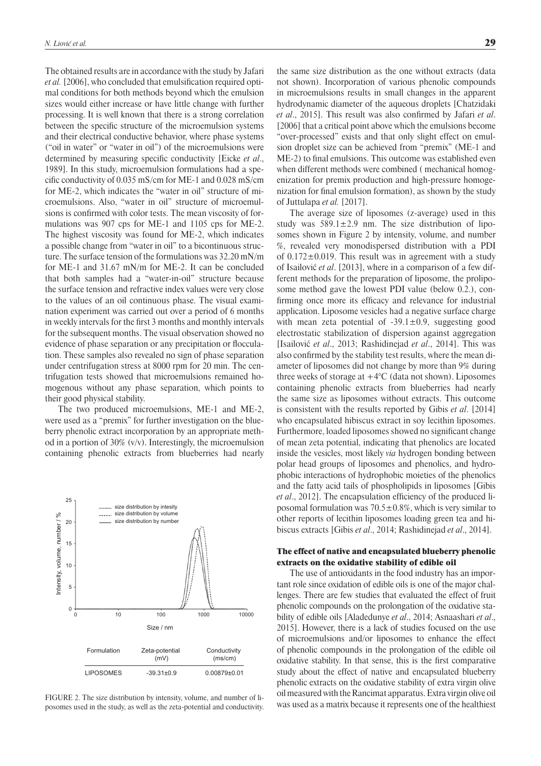The obtained results are in accordance with the study by Jafari *et al.* [2006], who concluded that emulsification required optimal conditions for both methods beyond which the emulsion sizes would either increase or have little change with further processing. It is well known that there is a strong correlation between the specific structure of the microemulsion systems and their electrical conductive behavior, where phase systems ("oil in water" or "water in oil") of the microemulsions were determined by measuring specific conductivity [Eicke *et al*., 1989]. In this study, microemulsion formulations had a specific conductivity of 0.035 mS/cm for ME-1 and 0.028 mS/cm for ME-2, which indicates the "water in oil" structure of microemulsions. Also, "water in oil" structure of microemulsions is confirmed with color tests. The mean viscosity of formulations was 907 cps for ME-1 and 1105 cps for ME-2. The highest viscosity was found for ME-2, which indicates a possible change from "water in oil" to a bicontinuous structure. The surface tension of the formulations was 32.20 mN/m for ME-1 and 31.67 mN/m for ME-2. It can be concluded that both samples had a "water-in-oil" structure because the surface tension and refractive index values were very close to the values of an oil continuous phase. The visual examination experiment was carried out over a period of 6 months in weekly intervals for the first 3 months and monthly intervals for the subsequent months. The visual observation showed no evidence of phase separation or any precipitation or flocculation. These samples also revealed no sign of phase separation under centrifugation stress at 8000 rpm for 20 min. The centrifugation tests showed that microemulsions remained homogenous without any phase separation, which points to their good physical stability.

The two produced microemulsions, ME-1 and ME-2, were used as a "premix" for further investigation on the blueberry phenolic extract incorporation by an appropriate method in a portion of 30% (v/v). Interestingly, the microemulsion containing phenolic extracts from blueberries had nearly the same size distribution as the one without extracts (data not shown). Incorporation of various phenolic compounds in microemulsions results in small changes in the apparent hydrodynamic diameter of the aqueous droplets [Chatzidaki *et al*., 2015]. This result was also confirmed by Jafari *et al*. [2006] that a critical point above which the emulsions become "over-processed" exists and that only slight effect on emulsion droplet size can be achieved from "premix" (ME-1 and ME-2) to final emulsions. This outcome was established even when different methods were combined ( mechanical homogenization for premix production and high-pressure homogenization for final emulsion formation), as shown by the study of Juttulapa *et al.* [2017].

| Formulation | Zeta-potential (mV) | Conductivity (ms/cm) |
| --- | --- | --- |
| LIPOSOMES | -39.31±0.9 | 0.00879±0.01 |

FIGURE 2. The size distribution by intensity, volume, and number of liposomes used in the study, as well as the zeta-potential and conductivity.

The average size of liposomes (z-average) used in this study was 589.1±2.9 nm. The size distribution of liposomes shown in Figure 2 by intensity, volume, and number %, revealed very monodispersed distribution with a PDI of 0.172±0.019. This result was in agreement with a study of Isailović *et al*. [2013], where in a comparison of a few different methods for the preparation of liposome, the proliposome method gave the lowest PDI value (below 0.2.), confirming once more its efficacy and relevance for industrial application. Liposome vesicles had a negative surface charge with mean zeta potential of -39.1±0.9, suggesting good electrostatic stabilization of dispersion against aggregation [Isailović *et al*., 2013; Rashidinejad *et al*., 2014]. This was also confirmed by the stability test results, where the mean diameter of liposomes did not change by more than 9% during three weeks of storage at +4°C (data not shown). Liposomes containing phenolic extracts from blueberries had nearly the same size as liposomes without extracts. This outcome is consistent with the results reported by Gibis *et al*. [2014] who encapsulated hibiscus extract in soy lecithin liposomes. Furthermore, loaded liposomes showed no significant change of mean zeta potential, indicating that phenolics are located inside the vesicles, most likely *via* hydrogen bonding between polar head groups of liposomes and phenolics, and hydrophobic interactions of hydrophobic moieties of the phenolics and the fatty acid tails of phospholipids in liposomes [Gibis *et al*., 2012]. The encapsulation efficiency of the produced liposomal formulation was 70.5±0.8%, which is very similar to other reports of lecithin liposomes loading green tea and hibiscus extracts [Gibis *et al*., 2014; Rashidinejad *et al*., 2014].

### The effect of native and encapsulated blueberry phenolic extracts on the oxidative stability of edible oil

The use of antioxidants in the food industry has an important role since oxidation of edible oils is one of the major challenges. There are few studies that evaluated the effect of fruit phenolic compounds on the prolongation of the oxidative stability of edible oils [Aladedunye *et al*., 2014; Asnaashari *et al*., 2015]. However, there is a lack of studies focused on the use of microemulsions and/or liposomes to enhance the effect of phenolic compounds in the prolongation of the edible oil oxidative stability. In that sense, this is the first comparative study about the effect of native and encapsulated blueberry phenolic extracts on the oxidative stability of extra virgin olive oil measured with the Rancimat apparatus. Extra virgin olive oil was used as a matrix because it represents one of the healthiest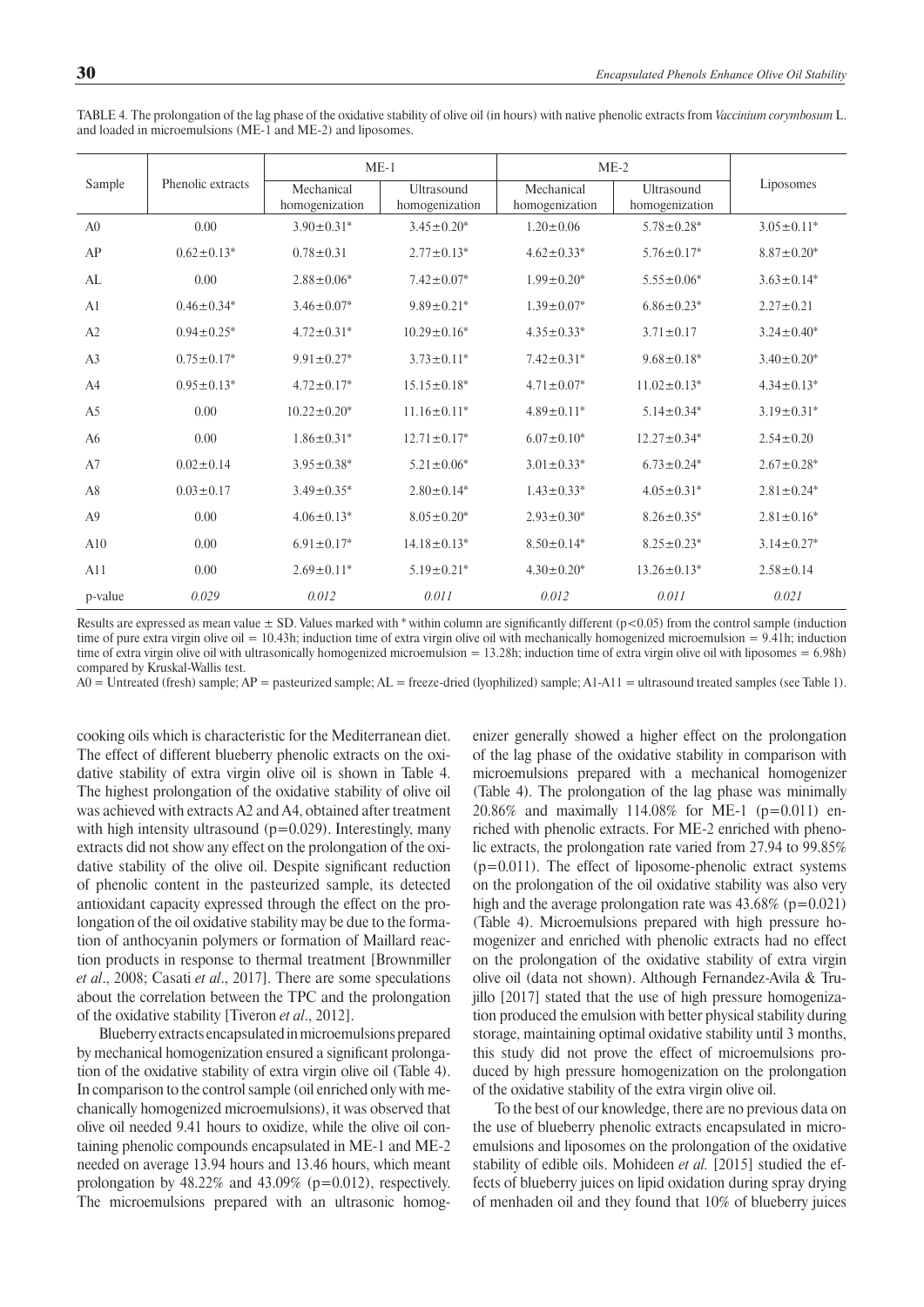TABLE 4. The prolongation of the lag phase of the oxidative stability of olive oil (in hours) with native phenolic extracts from *Vaccinium corymbosum* L. and loaded in microemulsions (ME-1 and ME-2) and liposomes.

| Sample | Phenolic extracts | ME-1 | | ME-2 | | Liposomes |
|---|---|---|---|---|---|---|
| | | Mechanical homogenization | Ultrasound homogenization | Mechanical homogenization | Ultrasound homogenization | |
| A0 | 0.00 | 3.90±0.31* | 3.45±0.20* | 1.20±0.06 | 5.78±0.28* | 3.05±0.11* |
| AP | 0.62±0.13* | 0.78±0.31 | 2.77±0.13* | 4.62±0.33* | 5.76±0.17* | 8.87±0.20* |
| AL | 0.00 | 2.88±0.06* | 7.42±0.07* | 1.99±0.20* | 5.55±0.06* | 3.63±0.14* |
| A1 | 0.46±0.34* | 3.46±0.07* | 9.89±0.21* | 1.39±0.07* | 6.86±0.23* | 2.27±0.21 |
| A2 | 0.94±0.25* | 4.72±0.31* | 10.29±0.16* | 4.35±0.33* | 3.71±0.17 | 3.24±0.40* |
| A3 | 0.75±0.17* | 9.91±0.27* | 3.73±0.11* | 7.42±0.31* | 9.68±0.18* | 3.40±0.20* |
| A4 | 0.95±0.13* | 4.72±0.17* | 15.15±0.18* | 4.71±0.07* | 11.02±0.13* | 4.34±0.13* |
| A5 | 0.00 | 10.22±0.20* | 11.16±0.11* | 4.89±0.11* | 5.14±0.34* | 3.19±0.31* |
| A6 | 0.00 | 1.86±0.31* | 12.71±0.17* | 6.07±0.10* | 12.27±0.34* | 2.54±0.20 |
| A7 | 0.02±0.14 | 3.95±0.38* | 5.21±0.06* | 3.01±0.33* | 6.73±0.24* | 2.67±0.28* |
| A8 | 0.03±0.17 | 3.49±0.35* | 2.80±0.14* | 1.43±0.33* | 4.05±0.31* | 2.81±0.24* |
| A9 | 0.00 | 4.06±0.13* | 8.05±0.20* | 2.93±0.30* | 8.26±0.35* | 2.81±0.16* |
| A10 | 0.00 | 6.91±0.17* | 14.18±0.13* | 8.50±0.14* | 8.25±0.23* | 3.14±0.27* |
| A11 | 0.00 | 2.69±0.11* | 5.19±0.21* | 4.30±0.20* | 13.26±0.13* | 2.58±0.14 |
| p-value | *0.029* | *0.012* | *0.011* | *0.012* | *0.011* | *0.021* |

Results are expressed as mean value ± SD. Values marked with * within column are significantly different ($p<0.05$) from the control sample (induction time of pure extra virgin olive oil = 10.43h; induction time of extra virgin olive oil with mechanically homogenized microemulsion = 9.41h; induction time of extra virgin olive oil with ultrasonically homogenized microemulsion = 13.28h; induction time of extra virgin olive oil with liposomes = 6.98h) compared by Kruskal-Wallis test.

A0 = Untreated (fresh) sample; AP = pasteurized sample; AL = freeze-dried (lyophilized) sample; A1-A11 = ultrasound treated samples (see Table 1).

cooking oils which is characteristic for the Mediterranean diet. The effect of different blueberry phenolic extracts on the oxidative stability of extra virgin olive oil is shown in Table 4. The highest prolongation of the oxidative stability of olive oil was achieved with extracts A2 and A4, obtained after treatment with high intensity ultrasound ($p=0.029$). Interestingly, many extracts did not show any effect on the prolongation of the oxidative stability of the olive oil. Despite significant reduction of phenolic content in the pasteurized sample, its detected antioxidant capacity expressed through the effect on the prolongation of the oil oxidative stability may be due to the formation of anthocyanin polymers or formation of Maillard reaction products in response to thermal treatment [Brownmiller *et al*., 2008; Casati *et al*., 2017]. There are some speculations about the correlation between the TPC and the prolongation of the oxidative stability [Tiveron *et al*., 2012].

Blueberry extracts encapsulated in microemulsions prepared by mechanical homogenization ensured a significant prolongation of the oxidative stability of extra virgin olive oil (Table 4). In comparison to the control sample (oil enriched only with mechanically homogenized microemulsions), it was observed that olive oil needed 9.41 hours to oxidize, while the olive oil containing phenolic compounds encapsulated in ME-1 and ME-2 needed on average 13.94 hours and 13.46 hours, which meant prolongation by 48.22% and 43.09% ($p=0.012$), respectively. The microemulsions prepared with an ultrasonic homogenizer generally showed a higher effect on the prolongation of the lag phase of the oxidative stability in comparison with microemulsions prepared with a mechanical homogenizer (Table 4). The prolongation of the lag phase was minimally 20.86% and maximally 114.08% for ME-1 ($p=0.011$) enriched with phenolic extracts. For ME-2 enriched with phenolic extracts, the prolongation rate varied from 27.94 to 99.85% ($p=0.011$). The effect of liposome-phenolic extract systems on the prolongation of the oil oxidative stability was also very high and the average prolongation rate was 43.68% ($p=0.021$) (Table 4). Microemulsions prepared with high pressure homogenizer and enriched with phenolic extracts had no effect on the prolongation of the oxidative stability of extra virgin olive oil (data not shown). Although Fernandez-Avila & Trujillo [2017] stated that the use of high pressure homogenization produced the emulsion with better physical stability during storage, maintaining optimal oxidative stability until 3 months, this study did not prove the effect of microemulsions produced by high pressure homogenization on the prolongation of the oxidative stability of the extra virgin olive oil.

To the best of our knowledge, there are no previous data on the use of blueberry phenolic extracts encapsulated in microemulsions and liposomes on the prolongation of the oxidative stability of edible oils. Mohideen *et al.* [2015] studied the effects of blueberry juices on lipid oxidation during spray drying of menhaden oil and they found that 10% of blueberry juices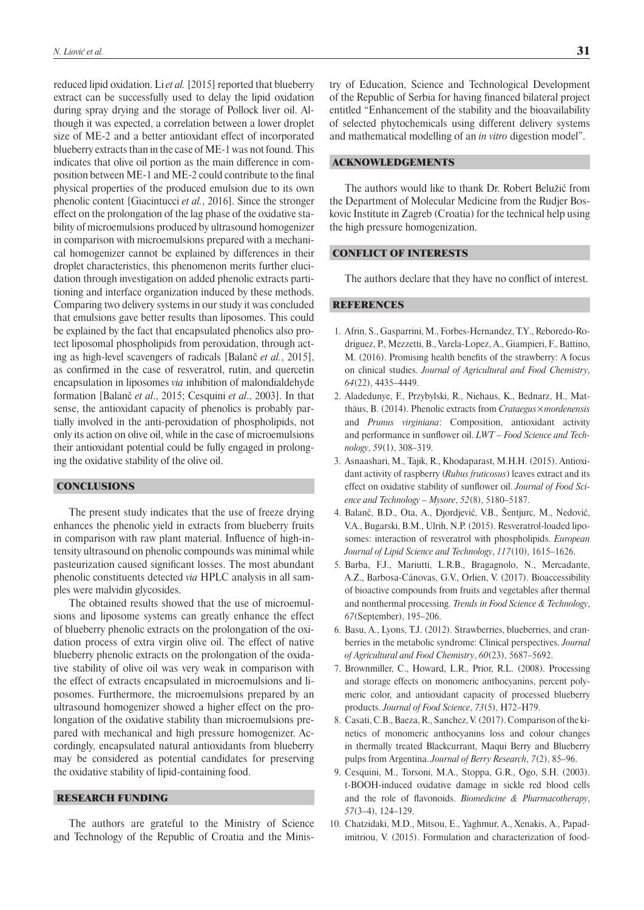reduced lipid oxidation. Li *et al.* [2015] reported that blueberry extract can be successfully used to delay the lipid oxidation during spray drying and the storage of Pollock liver oil. Although it was expected, a correlation between a lower droplet size of ME-2 and a better antioxidant effect of incorporated blueberry extracts than in the case of ME-1 was not found. This indicates that olive oil portion as the main difference in composition between ME-1 and ME-2 could contribute to the final physical properties of the produced emulsion due to its own phenolic content [Giacintucci *et al.*, 2016]. Since the stronger effect on the prolongation of the lag phase of the oxidative stability of microemulsions produced by ultrasound homogenizer in comparison with microemulsions prepared with a mechanical homogenizer cannot be explained by differences in their droplet characteristics, this phenomenon merits further elucidation through investigation on added phenolic extracts partitioning and interface organization induced by these methods. Comparing two delivery systems in our study it was concluded that emulsions gave better results than liposomes. This could be explained by the fact that encapsulated phenolics also protect liposomal phospholipids from peroxidation, through acting as high-level scavengers of radicals [Balanč *et al.*, 2015], as confirmed in the case of resveratrol, rutin, and quercetin encapsulation in liposomes *via* inhibition of malondialdehyde formation [Balanč *et al*., 2015; Cesquini *et al*., 2003]. In that sense, the antioxidant capacity of phenolics is probably partially involved in the anti-peroxidation of phospholipids, not only its action on olive oil, while in the case of microemulsions their antioxidant potential could be fully engaged in prolonging the oxidative stability of the olive oil.

## CONCLUSIONS

The present study indicates that the use of freeze drying enhances the phenolic yield in extracts from blueberry fruits in comparison with raw plant material. Influence of high-intensity ultrasound on phenolic compounds was minimal while pasteurization caused significant losses. The most abundant phenolic constituents detected *via* HPLC analysis in all samples were malvidin glycosides.

The obtained results showed that the use of microemulsions and liposome systems can greatly enhance the effect of blueberry phenolic extracts on the prolongation of the oxidation process of extra virgin olive oil. The effect of native blueberry phenolic extracts on the prolongation of the oxidative stability of olive oil was very weak in comparison with the effect of extracts encapsulated in microemulsions and liposomes. Furthermore, the microemulsions prepared by an ultrasound homogenizer showed a higher effect on the prolongation of the oxidative stability than microemulsions prepared with mechanical and high pressure homogenizer. Accordingly, encapsulated natural antioxidants from blueberry may be considered as potential candidates for preserving the oxidative stability of lipid-containing food.

## RESEARCH FUNDING

The authors are grateful to the Ministry of Science and Technology of the Republic of Croatia and the Ministry of Education, Science and Technological Development of the Republic of Serbia for having financed bilateral project entitled "Enhancement of the stability and the bioavailability of selected phytochemicals using different delivery systems and mathematical modelling of an *in vitro* digestion model".

## ACKNOWLEDGEMENTS

The authors would like to thank Dr. Robert Belužić from the Department of Molecular Medicine from the Rudjer Boskovic Institute in Zagreb (Croatia) for the technical help using the high pressure homogenization.

## CONFLICT OF INTERESTS

The authors declare that they have no conflict of interest.

## REFERENCES

1. Afrin, S., Gasparrini, M., Forbes-Hernandez, T.Y., Reboredo-Rodriguez, P., Mezzetti, B., Varela-Lopez, A., Giampieri, F., Battino, M. (2016). Promising health benefits of the strawberry: A focus on clinical studies. *Journal of Agricultural and Food Chemistry*, *64*(22), 4435–4449.
2. Aladedunye, F., Przybylski, R., Niehaus, K., Bednarz, H., Matthäus, B. (2014). Phenolic extracts from *Crataegus×mordenensis* and *Prunus virginiana*: Composition, antioxidant activity and performance in sunflower oil. *LWT – Food Science and Technology*, *59*(1), 308–319.
3. Asnaashari, M., Tajik, R., Khodaparast, M.H.H. (2015). Antioxidant activity of raspberry (*Rubus fruticosus*) leaves extract and its effect on oxidative stability of sunflower oil. *Journal of Food Science and Technology – Mysore*, *52*(8), 5180–5187.
4. Balanč, B.D., Ota, A., Djordjević, V.B., Šentjurc, M., Nedović, V.A., Bugarski, B.M., Ulrih, N.P. (2015). Resveratrol-loaded liposomes: interaction of resveratrol with phospholipids. *European Journal of Lipid Science and Technology*, *117*(10), 1615–1626.
5. Barba, F.J., Mariutti, L.R.B., Bragagnolo, N., Mercadante, A.Z., Barbosa-Cánovas, G.V., Orlien, V. (2017). Bioaccessibility of bioactive compounds from fruits and vegetables after thermal and nonthermal processing. *Trends in Food Science & Technology*, *67*(September), 195–206.
6. Basu, A., Lyons, T.J. (2012). Strawberries, blueberries, and cranberries in the metabolic syndrome: Clinical perspectives. *Journal of Agricultural and Food Chemistry*, *60*(23), 5687–5692.
7. Brownmiller, C., Howard, L.R., Prior, R.L. (2008). Processing and storage effects on monomeric anthocyanins, percent polymeric color, and antioxidant capacity of processed blueberry products. *Journal of Food Science*, *73*(5), H72–H79.
8. Casati, C.B., Baeza, R., Sanchez, V. (2017). Comparison of the kinetics of monomeric anthocyanins loss and colour changes in thermally treated Blackcurrant, Maqui Berry and Blueberry pulps from Argentina. *Journal of Berry Research*, *7*(2), 85–96.
9. Cesquini, M., Torsoni, M.A., Stoppa, G.R., Ogo, S.H. (2003). t-BOOH-induced oxidative damage in sickle red blood cells and the role of flavonoids. *Biomedicine & Pharmacotherapy*, *57*(3–4), 124–129.
10. Chatzidaki, M.D., Mitsou, E., Yaghmur, A., Xenakis, A., Papadimitriou, V. (2015). Formulation and characterization of food-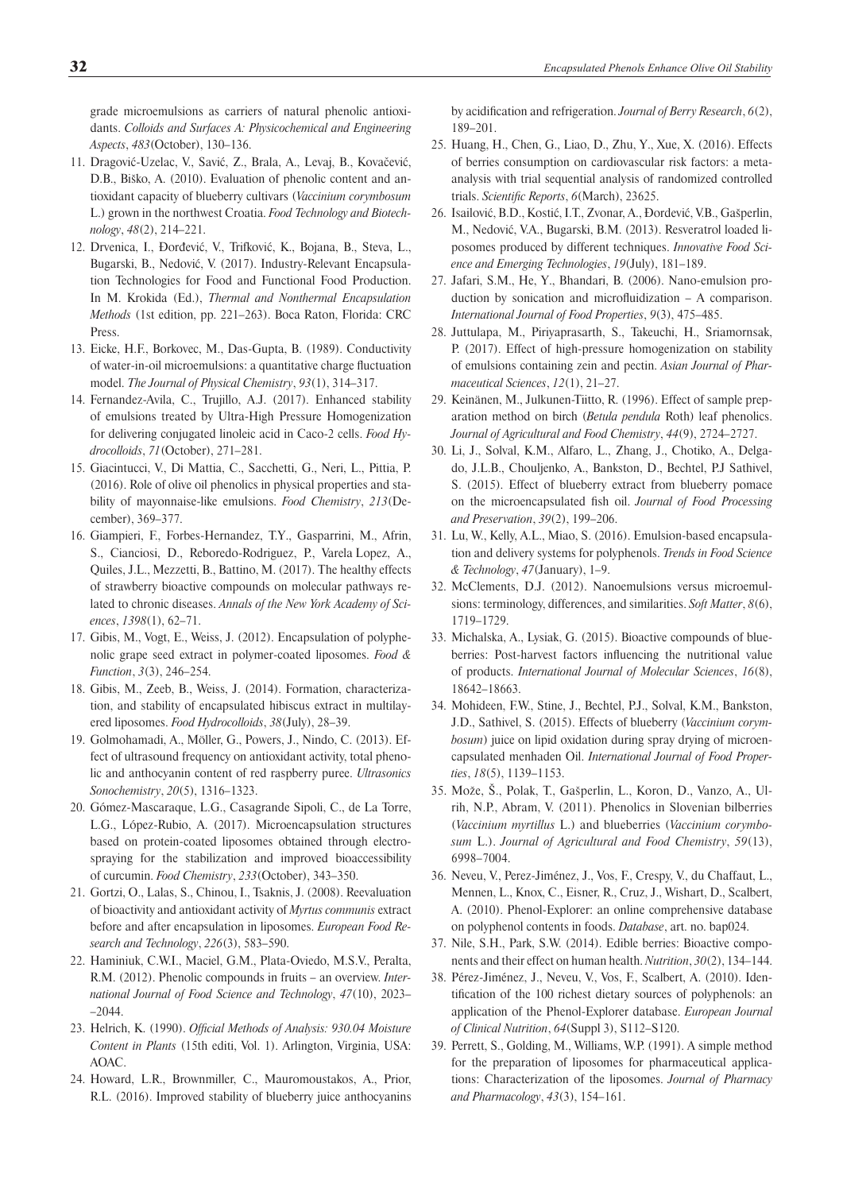grade microemulsions as carriers of natural phenolic antioxidants. *Colloids and Surfaces A: Physicochemical and Engineering Aspects*, *483*(October), 130–136.

11. Dragović-Uzelac, V., Savić, Z., Brala, A., Levaj, B., Kovačević, D.B., Biško, A. (2010). Evaluation of phenolic content and antioxidant capacity of blueberry cultivars (*Vaccinium corymbosum* L.) grown in the northwest Croatia. *Food Technology and Biotechnology*, *48*(2), 214–221.
12. Drvenica, I., Đorđević, V., Trifković, K., Bojana, B., Steva, L., Bugarski, B., Nedović, V. (2017). Industry-Relevant Encapsulation Technologies for Food and Functional Food Production. In M. Krokida (Ed.), *Thermal and Nonthermal Encapsulation Methods* (1st edition, pp. 221–263). Boca Raton, Florida: CRC Press.
13. Eicke, H.F., Borkovec, M., Das-Gupta, B. (1989). Conductivity of water-in-oil microemulsions: a quantitative charge fluctuation model. *The Journal of Physical Chemistry*, *93*(1), 314–317.
14. Fernandez-Avila, C., Trujillo, A.J. (2017). Enhanced stability of emulsions treated by Ultra-High Pressure Homogenization for delivering conjugated linoleic acid in Caco-2 cells. *Food Hydrocolloids*, *71*(October), 271–281.
15. Giacintucci, V., Di Mattia, C., Sacchetti, G., Neri, L., Pittia, P. (2016). Role of olive oil phenolics in physical properties and stability of mayonnaise-like emulsions. *Food Chemistry*, *213*(December), 369–377.
16. Giampieri, F., Forbes-Hernandez, T.Y., Gasparrini, M., Afrin, S., Cianciosi, D., Reboredo-Rodriguez, P., Varela Lopez, A., Quiles, J.L., Mezzetti, B., Battino, M. (2017). The healthy effects of strawberry bioactive compounds on molecular pathways related to chronic diseases. *Annals of the New York Academy of Sciences*, *1398*(1), 62–71.
17. Gibis, M., Vogt, E., Weiss, J. (2012). Encapsulation of polyphenolic grape seed extract in polymer-coated liposomes. *Food & Function*, *3*(3), 246–254.
18. Gibis, M., Zeeb, B., Weiss, J. (2014). Formation, characterization, and stability of encapsulated hibiscus extract in multilayered liposomes. *Food Hydrocolloids*, *38*(July), 28–39.
19. Golmohamadi, A., Möller, G., Powers, J., Nindo, C. (2013). Effect of ultrasound frequency on antioxidant activity, total phenolic and anthocyanin content of red raspberry puree. *Ultrasonics Sonochemistry*, *20*(5), 1316–1323.
20. Gómez-Mascaraque, L.G., Casagrande Sipoli, C., de La Torre, L.G., López-Rubio, A. (2017). Microencapsulation structures based on protein-coated liposomes obtained through electrospraying for the stabilization and improved bioaccessibility of curcumin. *Food Chemistry*, *233*(October), 343–350.
21. Gortzi, O., Lalas, S., Chinou, I., Tsaknis, J. (2008). Reevaluation of bioactivity and antioxidant activity of *Myrtus communis* extract before and after encapsulation in liposomes. *European Food Research and Technology*, *226*(3), 583–590.
22. Haminiuk, C.W.I., Maciel, G.M., Plata-Oviedo, M.S.V., Peralta, R.M. (2012). Phenolic compounds in fruits – an overview. *International Journal of Food Science and Technology*, *47*(10), 2023–2044.
23. Helrich, K. (1990). *Official Methods of Analysis: 930.04 Moisture Content in Plants* (15th editi, Vol. 1). Arlington, Virginia, USA: AOAC.
24. Howard, L.R., Brownmiller, C., Mauromoustakos, A., Prior, R.L. (2016). Improved stability of blueberry juice anthocyanins by acidification and refrigeration. *Journal of Berry Research*, *6*(2), 189–201.
25. Huang, H., Chen, G., Liao, D., Zhu, Y., Xue, X. (2016). Effects of berries consumption on cardiovascular risk factors: a meta-analysis with trial sequential analysis of randomized controlled trials. *Scientific Reports*, *6*(March), 23625.
26. Isailović, B.D., Kostić, I.T., Zvonar, A., Đorđević, V.B., Gašperlin, M., Nedović, V.A., Bugarski, B.M. (2013). Resveratrol loaded liposomes produced by different techniques. *Innovative Food Science and Emerging Technologies*, *19*(July), 181–189.
27. Jafari, S.M., He, Y., Bhandari, B. (2006). Nano-emulsion production by sonication and microfluidization – A comparison. *International Journal of Food Properties*, *9*(3), 475–485.
28. Juttulapa, M., Piriyaprasarth, S., Takeuchi, H., Sriamornsak, P. (2017). Effect of high-pressure homogenization on stability of emulsions containing zein and pectin. *Asian Journal of Pharmaceutical Sciences*, *12*(1), 21–27.
29. Keinänen, M., Julkunen-Tiitto, R. (1996). Effect of sample preparation method on birch (*Betula pendula* Roth) leaf phenolics. *Journal of Agricultural and Food Chemistry*, *44*(9), 2724–2727.
30. Li, J., Solval, K.M., Alfaro, L., Zhang, J., Chotiko, A., Delgado, J.L.B., Chouljenko, A., Bankston, D., Bechtel, P.J Sathivel, S. (2015). Effect of blueberry extract from blueberry pomace on the microencapsulated fish oil. *Journal of Food Processing and Preservation*, *39*(2), 199–206.
31. Lu, W., Kelly, A.L., Miao, S. (2016). Emulsion-based encapsulation and delivery systems for polyphenols. *Trends in Food Science & Technology*, *47*(January), 1–9.
32. McClements, D.J. (2012). Nanoemulsions versus microemulsions: terminology, differences, and similarities. *Soft Matter*, *8*(6), 1719–1729.
33. Michalska, A., Lysiak, G. (2015). Bioactive compounds of blueberries: Post-harvest factors influencing the nutritional value of products. *International Journal of Molecular Sciences*, *16*(8), 18642–18663.
34. Mohideen, F.W., Stine, J., Bechtel, P.J., Solval, K.M., Bankston, J.D., Sathivel, S. (2015). Effects of blueberry (*Vaccinium corymbosum*) juice on lipid oxidation during spray drying of microencapsulated menhaden Oil. *International Journal of Food Properties*, *18*(5), 1139–1153.
35. Može, Š., Polak, T., Gašperlin, L., Koron, D., Vanzo, A., Ulrih, N.P., Abram, V. (2011). Phenolics in Slovenian bilberries (*Vaccinium myrtillus* L.) and blueberries (*Vaccinium corymbosum* L.). *Journal of Agricultural and Food Chemistry*, *59*(13), 6998–7004.
36. Neveu, V., Perez-Jiménez, J., Vos, F., Crespy, V., du Chaffaut, L., Mennen, L., Knox, C., Eisner, R., Cruz, J., Wishart, D., Scalbert, A. (2010). Phenol-Explorer: an online comprehensive database on polyphenol contents in foods. *Database*, art. no. bap024.
37. Nile, S.H., Park, S.W. (2014). Edible berries: Bioactive components and their effect on human health. *Nutrition*, *30*(2), 134–144.
38. Pérez-Jiménez, J., Neveu, V., Vos, F., Scalbert, A. (2010). Identification of the 100 richest dietary sources of polyphenols: an application of the Phenol-Explorer database. *European Journal of Clinical Nutrition*, *64*(Suppl 3), S112–S120.
39. Perrett, S., Golding, M., Williams, W.P. (1991). A simple method for the preparation of liposomes for pharmaceutical applications: Characterization of the liposomes. *Journal of Pharmacy and Pharmacology*, *43*(3), 154–161.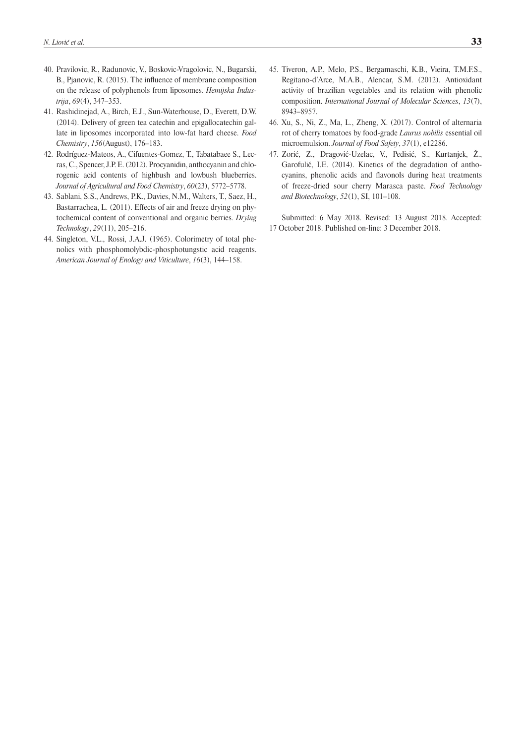40. Pravilovic, R., Radunovic, V., Boskovic-Vragolovic, N., Bugarski, B., Pjanovic, R. (2015). The influence of membrane composition on the release of polyphenols from liposomes. *Hemijska Industrija*, *69*(4), 347–353.
41. Rashidinejad, A., Birch, E.J., Sun-Waterhouse, D., Everett, D.W. (2014). Delivery of green tea catechin and epigallocatechin gallate in liposomes incorporated into low-fat hard cheese. *Food Chemistry*, *156*(August), 176–183.
42. Rodríguez-Mateos, A., Cifuentes-Gomez, T., Tabatabaee S., Lecras, C., Spencer, J.P. E. (2012). Procyanidin, anthocyanin and chlorogenic acid contents of highbush and lowbush blueberries. *Journal of Agricultural and Food Chemistry*, *60*(23), 5772–5778.
43. Sablani, S.S., Andrews, P.K., Davies, N.M., Walters, T., Saez, H., Bastarrachea, L. (2011). Effects of air and freeze drying on phytochemical content of conventional and organic berries. *Drying Technology*, *29*(11), 205–216.
44. Singleton, V.L., Rossi, J.A.J. (1965). Colorimetry of total phenolics with phosphomolybdic-phosphotungstic acid reagents. *American Journal of Enology and Viticulture*, *16*(3), 144–158.
45. Tiveron, A.P., Melo, P.S., Bergamaschi, K.B., Vieira, T.M.F.S., Regitano-d'Arce, M.A.B., Alencar, S.M. (2012). Antioxidant activity of brazilian vegetables and its relation with phenolic composition. *International Journal of Molecular Sciences*, *13*(7), 8943–8957.
46. Xu, S., Ni, Z., Ma, L., Zheng, X. (2017). Control of alternaria rot of cherry tomatoes by food-grade *Laurus nobilis* essential oil microemulsion. *Journal of Food Safety*, *37*(1), e12286.
47. Zorić, Z., Dragović-Uzelac, V., Pedisić, S., Kurtanjek, Ž., Garofulić, I.E. (2014). Kinetics of the degradation of anthocyanins, phenolic acids and flavonols during heat treatments of freeze-dried sour cherry Marasca paste. *Food Technology and Biotechnology*, *52*(1), SI, 101–108.

Submitted: 6 May 2018. Revised: 13 August 2018. Accepted: 17 October 2018. Published on-line: 3 December 2018.